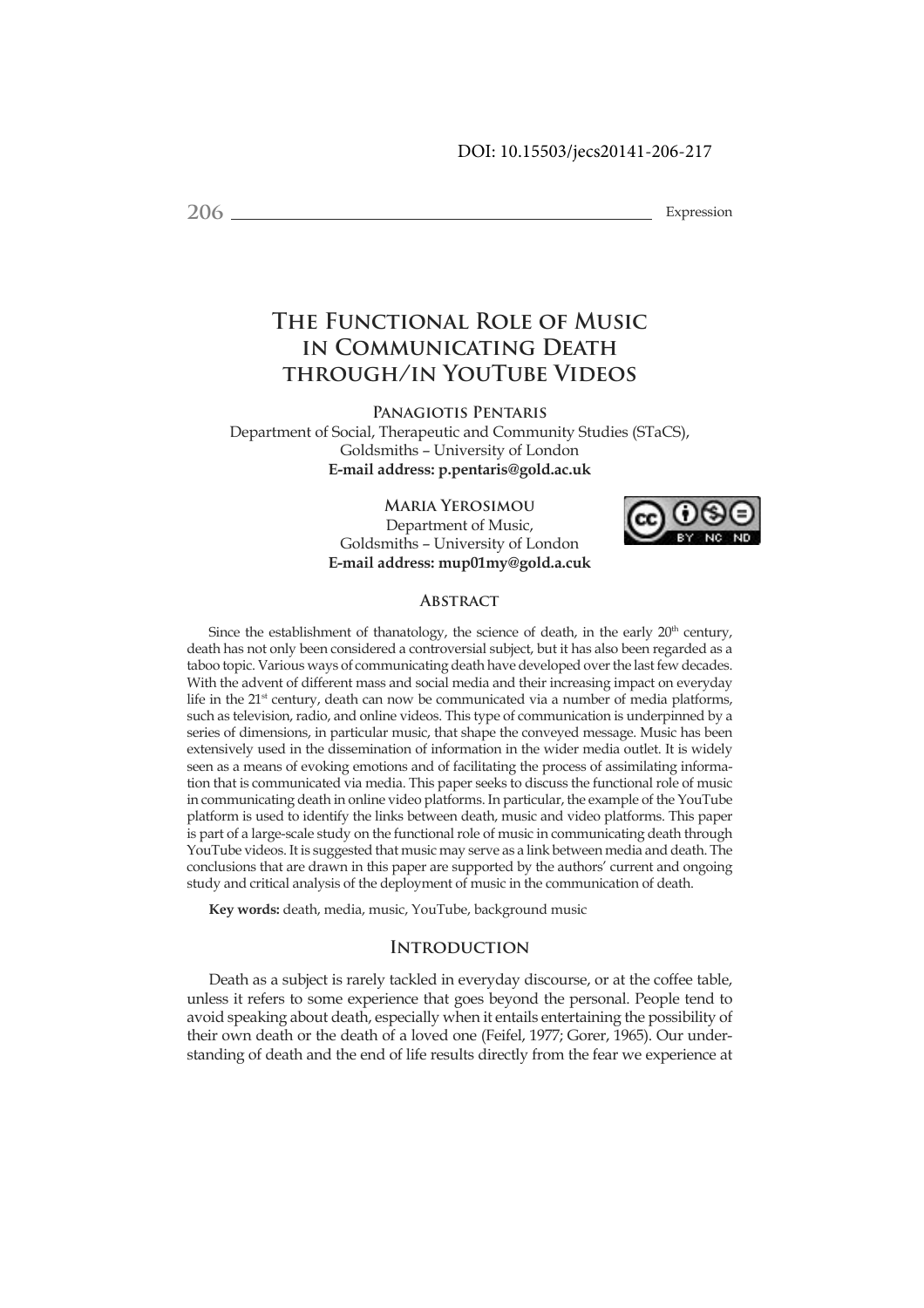DOI: 10.15503/jecs20141-206-217

# The Functional Role of Music in Communicating Death through/in YouTube Videos

**Panagiotis Pentaris**
Department of Social, Therapeutic and Community Studies (STaCS),
Goldsmiths – University of London
**E-mail address: p.pentaris@gold.ac.uk**

**Maria Yerosimou**
Department of Music,
Goldsmiths – University of London
**E-mail address: mup01my@gold.a.cuk**

## Abstract

Since the establishment of thanatology, the science of death, in the early 20th century, death has not only been considered a controversial subject, but it has also been regarded as a taboo topic. Various ways of communicating death have developed over the last few decades. With the advent of different mass and social media and their increasing impact on everyday life in the 21st century, death can now be communicated via a number of media platforms, such as television, radio, and online videos. This type of communication is underpinned by a series of dimensions, in particular music, that shape the conveyed message. Music has been extensively used in the dissemination of information in the wider media outlet. It is widely seen as a means of evoking emotions and of facilitating the process of assimilating information that is communicated via media. This paper seeks to discuss the functional role of music in communicating death in online video platforms. In particular, the example of the YouTube platform is used to identify the links between death, music and video platforms. This paper is part of a large-scale study on the functional role of music in communicating death through YouTube videos. It is suggested that music may serve as a link between media and death. The conclusions that are drawn in this paper are supported by the authors' current and ongoing study and critical analysis of the deployment of music in the communication of death.

**Key words:** death, media, music, YouTube, background music

## Introduction

Death as a subject is rarely tackled in everyday discourse, or at the coffee table, unless it refers to some experience that goes beyond the personal. People tend to avoid speaking about death, especially when it entails entertaining the possibility of their own death or the death of a loved one (Feifel, 1977; Gorer, 1965). Our understanding of death and the end of life results directly from the fear we experience at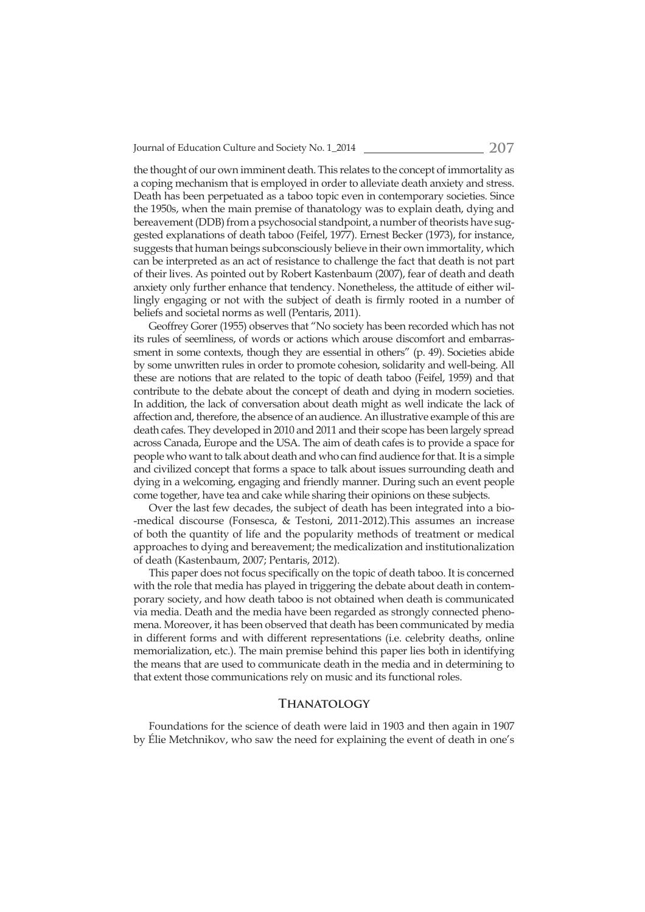the thought of our own imminent death. This relates to the concept of immortality as a coping mechanism that is employed in order to alleviate death anxiety and stress. Death has been perpetuated as a taboo topic even in contemporary societies. Since the 1950s, when the main premise of thanatology was to explain death, dying and bereavement (DDB) from a psychosocial standpoint, a number of theorists have suggested explanations of death taboo (Feifel, 1977). Ernest Becker (1973), for instance, suggests that human beings subconsciously believe in their own immortality, which can be interpreted as an act of resistance to challenge the fact that death is not part of their lives. As pointed out by Robert Kastenbaum (2007), fear of death and death anxiety only further enhance that tendency. Nonetheless, the attitude of either willingly engaging or not with the subject of death is firmly rooted in a number of beliefs and societal norms as well (Pentaris, 2011).

Geoffrey Gorer (1955) observes that "No society has been recorded which has not its rules of seemliness, of words or actions which arouse discomfort and embarrassment in some contexts, though they are essential in others" (p. 49). Societies abide by some unwritten rules in order to promote cohesion, solidarity and well-being. All these are notions that are related to the topic of death taboo (Feifel, 1959) and that contribute to the debate about the concept of death and dying in modern societies. In addition, the lack of conversation about death might as well indicate the lack of affection and, therefore, the absence of an audience. An illustrative example of this are death cafes. They developed in 2010 and 2011 and their scope has been largely spread across Canada, Europe and the USA. The aim of death cafes is to provide a space for people who want to talk about death and who can find audience for that. It is a simple and civilized concept that forms a space to talk about issues surrounding death and dying in a welcoming, engaging and friendly manner. During such an event people come together, have tea and cake while sharing their opinions on these subjects.

Over the last few decades, the subject of death has been integrated into a bio-medical discourse (Fonsesca, & Testoni, 2011-2012).This assumes an increase of both the quantity of life and the popularity methods of treatment or medical approaches to dying and bereavement; the medicalization and institutionalization of death (Kastenbaum, 2007; Pentaris, 2012).

This paper does not focus specifically on the topic of death taboo. It is concerned with the role that media has played in triggering the debate about death in contemporary society, and how death taboo is not obtained when death is communicated via media. Death and the media have been regarded as strongly connected phenomena. Moreover, it has been observed that death has been communicated by media in different forms and with different representations (i.e. celebrity deaths, online memorialization, etc.). The main premise behind this paper lies both in identifying the means that are used to communicate death in the media and in determining to that extent those communications rely on music and its functional roles.

## Thanatology

Foundations for the science of death were laid in 1903 and then again in 1907 by Élie Metchnikov, who saw the need for explaining the event of death in one's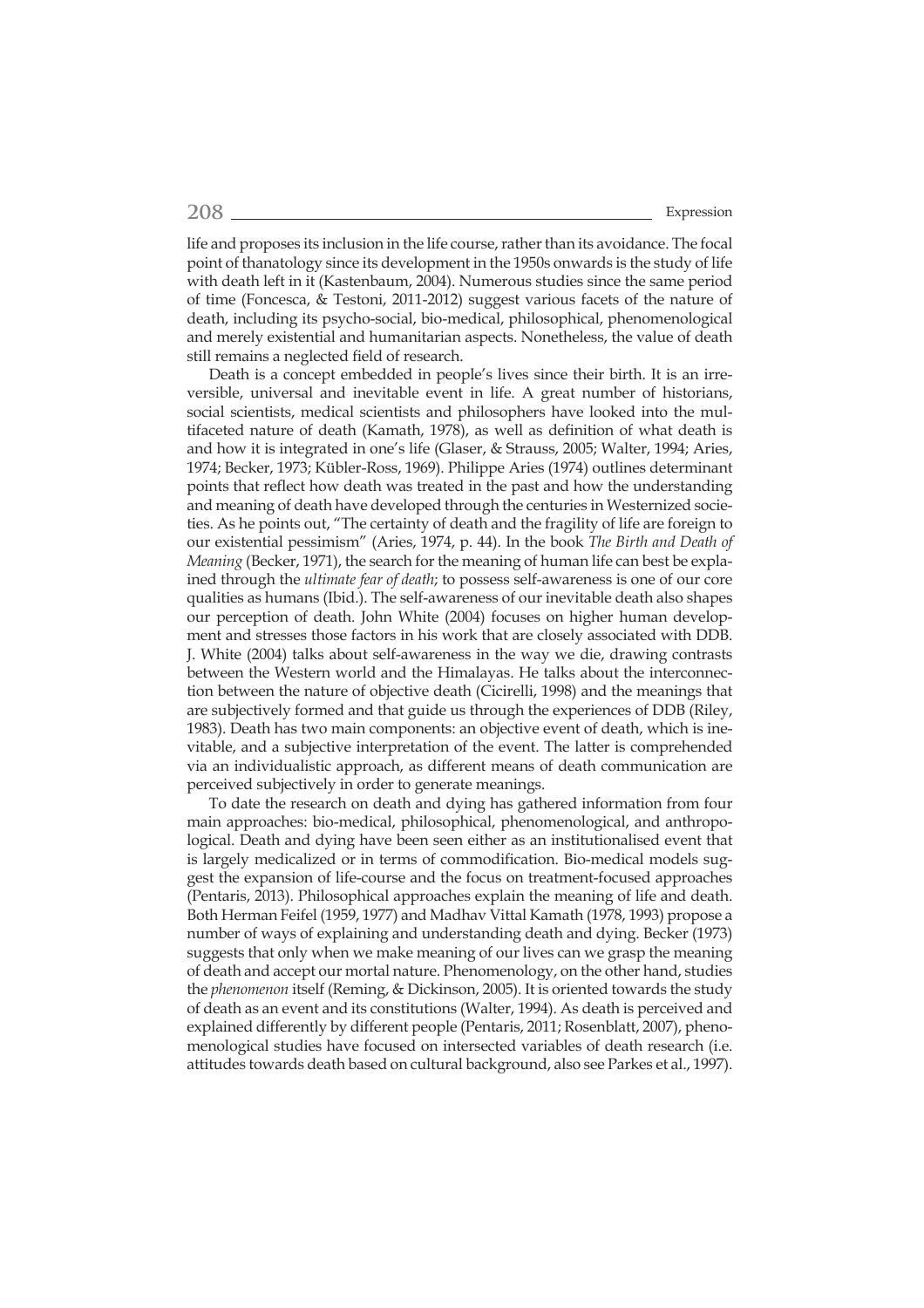life and proposes its inclusion in the life course, rather than its avoidance. The focal point of thanatology since its development in the 1950s onwards is the study of life with death left in it (Kastenbaum, 2004). Numerous studies since the same period of time (Foncesca, & Testoni, 2011-2012) suggest various facets of the nature of death, including its psycho-social, bio-medical, philosophical, phenomenological and merely existential and humanitarian aspects. Nonetheless, the value of death still remains a neglected field of research.

Death is a concept embedded in people's lives since their birth. It is an irreversible, universal and inevitable event in life. A great number of historians, social scientists, medical scientists and philosophers have looked into the multifaceted nature of death (Kamath, 1978), as well as definition of what death is and how it is integrated in one's life (Glaser, & Strauss, 2005; Walter, 1994; Aries, 1974; Becker, 1973; Kübler-Ross, 1969). Philippe Aries (1974) outlines determinant points that reflect how death was treated in the past and how the understanding and meaning of death have developed through the centuries in Westernized societies. As he points out, "The certainty of death and the fragility of life are foreign to our existential pessimism" (Aries, 1974, p. 44). In the book *The Birth and Death of Meaning* (Becker, 1971), the search for the meaning of human life can best be explained through the *ultimate fear of death*; to possess self-awareness is one of our core qualities as humans (Ibid.). The self-awareness of our inevitable death also shapes our perception of death. John White (2004) focuses on higher human development and stresses those factors in his work that are closely associated with DDB. J. White (2004) talks about self-awareness in the way we die, drawing contrasts between the Western world and the Himalayas. He talks about the interconnection between the nature of objective death (Cicirelli, 1998) and the meanings that are subjectively formed and that guide us through the experiences of DDB (Riley, 1983). Death has two main components: an objective event of death, which is inevitable, and a subjective interpretation of the event. The latter is comprehended via an individualistic approach, as different means of death communication are perceived subjectively in order to generate meanings.

To date the research on death and dying has gathered information from four main approaches: bio-medical, philosophical, phenomenological, and anthropological. Death and dying have been seen either as an institutionalised event that is largely medicalized or in terms of commodification. Bio-medical models suggest the expansion of life-course and the focus on treatment-focused approaches (Pentaris, 2013). Philosophical approaches explain the meaning of life and death. Both Herman Feifel (1959, 1977) and Madhav Vittal Kamath (1978, 1993) propose a number of ways of explaining and understanding death and dying. Becker (1973) suggests that only when we make meaning of our lives can we grasp the meaning of death and accept our mortal nature. Phenomenology, on the other hand, studies the *phenomenon* itself (Reming, & Dickinson, 2005). It is oriented towards the study of death as an event and its constitutions (Walter, 1994). As death is perceived and explained differently by different people (Pentaris, 2011; Rosenblatt, 2007), phenomenological studies have focused on intersected variables of death research (i.e. attitudes towards death based on cultural background, also see Parkes et al., 1997).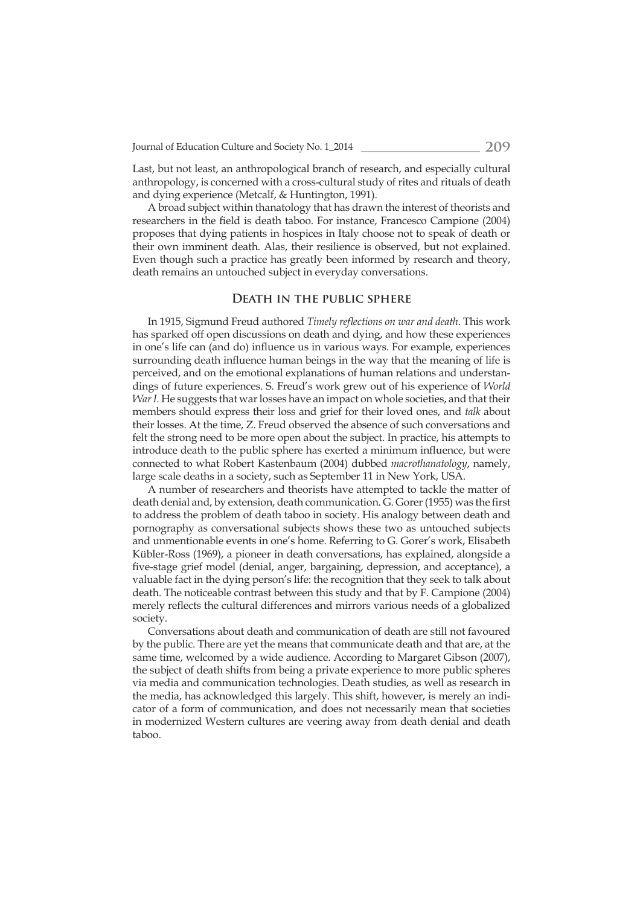Last, but not least, an anthropological branch of research, and especially cultural anthropology, is concerned with a cross-cultural study of rites and rituals of death and dying experience (Metcalf, & Huntington, 1991).

A broad subject within thanatology that has drawn the interest of theorists and researchers in the field is death taboo. For instance, Francesco Campione (2004) proposes that dying patients in hospices in Italy choose not to speak of death or their own imminent death. Alas, their resilience is observed, but not explained. Even though such a practice has greatly been informed by research and theory, death remains an untouched subject in everyday conversations.

## Death in the public sphere

In 1915, Sigmund Freud authored *Timely reflections on war and death*. This work has sparked off open discussions on death and dying, and how these experiences in one's life can (and do) influence us in various ways. For example, experiences surrounding death influence human beings in the way that the meaning of life is perceived, and on the emotional explanations of human relations and understandings of future experiences. S. Freud's work grew out of his experience of *World War I*. He suggests that war losses have an impact on whole societies, and that their members should express their loss and grief for their loved ones, and *talk* about their losses. At the time, Z. Freud observed the absence of such conversations and felt the strong need to be more open about the subject. In practice, his attempts to introduce death to the public sphere has exerted a minimum influence, but were connected to what Robert Kastenbaum (2004) dubbed *macrothanatology*, namely, large scale deaths in a society, such as September 11 in New York, USA.

A number of researchers and theorists have attempted to tackle the matter of death denial and, by extension, death communication. G. Gorer (1955) was the first to address the problem of death taboo in society. His analogy between death and pornography as conversational subjects shows these two as untouched subjects and unmentionable events in one's home. Referring to G. Gorer's work, Elisabeth Kübler-Ross (1969), a pioneer in death conversations, has explained, alongside a five-stage grief model (denial, anger, bargaining, depression, and acceptance), a valuable fact in the dying person's life: the recognition that they seek to talk about death. The noticeable contrast between this study and that by F. Campione (2004) merely reflects the cultural differences and mirrors various needs of a globalized society.

Conversations about death and communication of death are still not favoured by the public. There are yet the means that communicate death and that are, at the same time, welcomed by a wide audience. According to Margaret Gibson (2007), the subject of death shifts from being a private experience to more public spheres via media and communication technologies. Death studies, as well as research in the media, has acknowledged this largely. This shift, however, is merely an indicator of a form of communication, and does not necessarily mean that societies in modernized Western cultures are veering away from death denial and death taboo.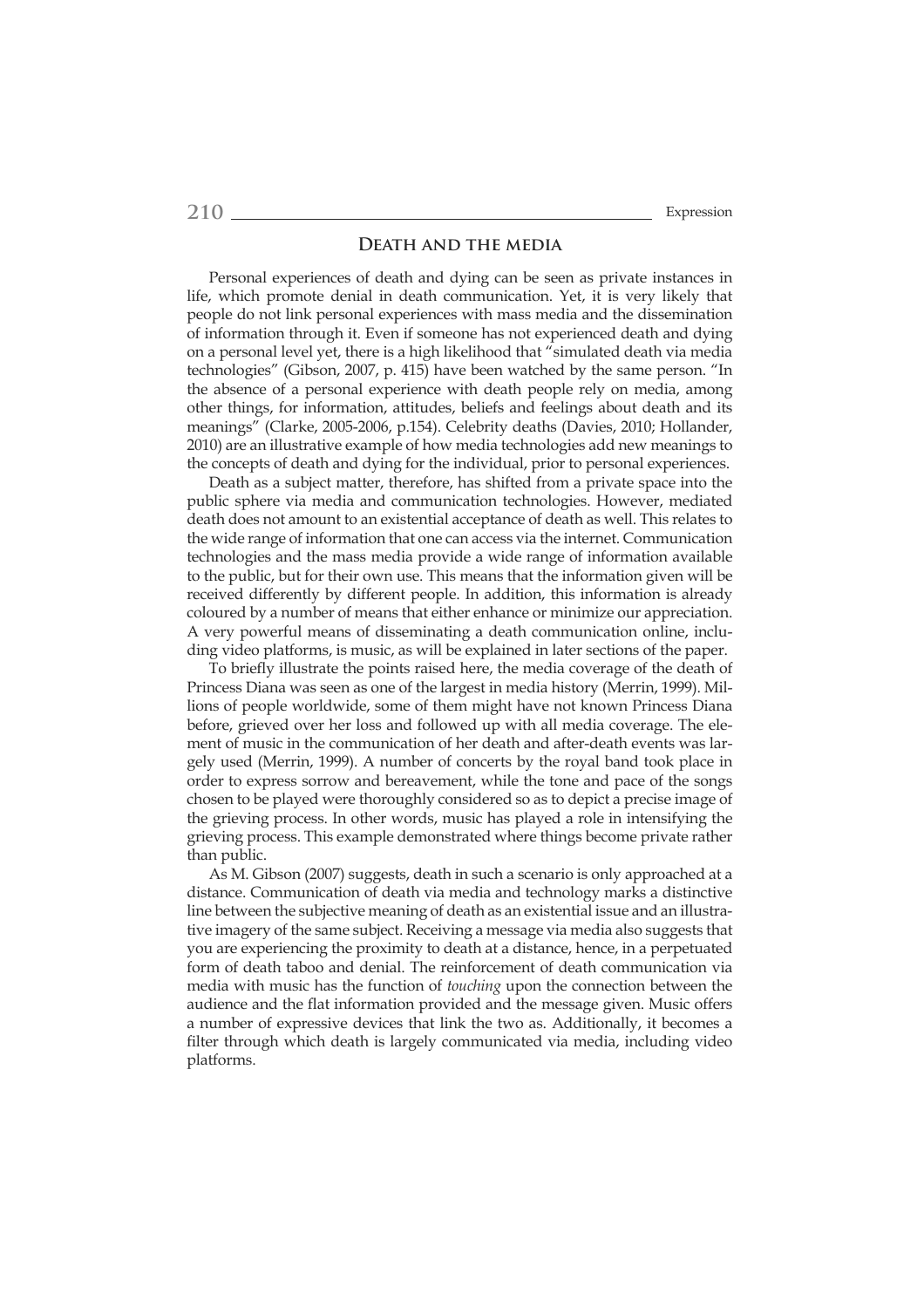## Death and the media

Personal experiences of death and dying can be seen as private instances in life, which promote denial in death communication. Yet, it is very likely that people do not link personal experiences with mass media and the dissemination of information through it. Even if someone has not experienced death and dying on a personal level yet, there is a high likelihood that "simulated death via media technologies" (Gibson, 2007, p. 415) have been watched by the same person. "In the absence of a personal experience with death people rely on media, among other things, for information, attitudes, beliefs and feelings about death and its meanings" (Clarke, 2005-2006, p.154). Celebrity deaths (Davies, 2010; Hollander, 2010) are an illustrative example of how media technologies add new meanings to the concepts of death and dying for the individual, prior to personal experiences.

Death as a subject matter, therefore, has shifted from a private space into the public sphere via media and communication technologies. However, mediated death does not amount to an existential acceptance of death as well. This relates to the wide range of information that one can access via the internet. Communication technologies and the mass media provide a wide range of information available to the public, but for their own use. This means that the information given will be received differently by different people. In addition, this information is already coloured by a number of means that either enhance or minimize our appreciation. A very powerful means of disseminating a death communication online, including video platforms, is music, as will be explained in later sections of the paper.

To briefly illustrate the points raised here, the media coverage of the death of Princess Diana was seen as one of the largest in media history (Merrin, 1999). Millions of people worldwide, some of them might have not known Princess Diana before, grieved over her loss and followed up with all media coverage. The element of music in the communication of her death and after-death events was largely used (Merrin, 1999). A number of concerts by the royal band took place in order to express sorrow and bereavement, while the tone and pace of the songs chosen to be played were thoroughly considered so as to depict a precise image of the grieving process. In other words, music has played a role in intensifying the grieving process. This example demonstrated where things become private rather than public.

As M. Gibson (2007) suggests, death in such a scenario is only approached at a distance. Communication of death via media and technology marks a distinctive line between the subjective meaning of death as an existential issue and an illustrative imagery of the same subject. Receiving a message via media also suggests that you are experiencing the proximity to death at a distance, hence, in a perpetuated form of death taboo and denial. The reinforcement of death communication via media with music has the function of *touching* upon the connection between the audience and the flat information provided and the message given. Music offers a number of expressive devices that link the two as. Additionally, it becomes a filter through which death is largely communicated via media, including video platforms.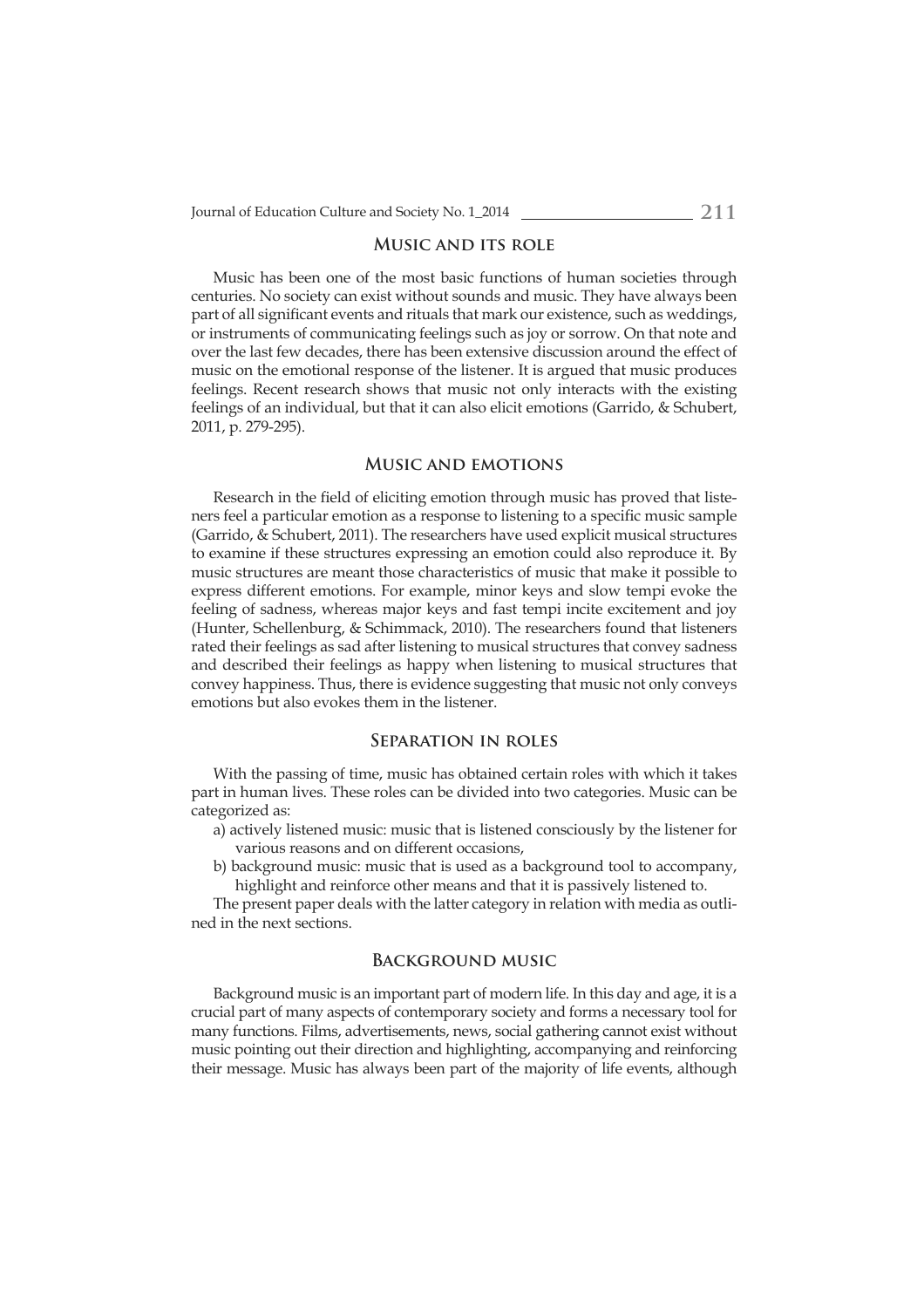## Music and its role

Music has been one of the most basic functions of human societies through centuries. No society can exist without sounds and music. They have always been part of all significant events and rituals that mark our existence, such as weddings, or instruments of communicating feelings such as joy or sorrow. On that note and over the last few decades, there has been extensive discussion around the effect of music on the emotional response of the listener. It is argued that music produces feelings. Recent research shows that music not only interacts with the existing feelings of an individual, but that it can also elicit emotions (Garrido, & Schubert, 2011, p. 279-295).

## Music and emotions

Research in the field of eliciting emotion through music has proved that listeners feel a particular emotion as a response to listening to a specific music sample (Garrido, & Schubert, 2011). The researchers have used explicit musical structures to examine if these structures expressing an emotion could also reproduce it. By music structures are meant those characteristics of music that make it possible to express different emotions. For example, minor keys and slow tempi evoke the feeling of sadness, whereas major keys and fast tempi incite excitement and joy (Hunter, Schellenburg, & Schimmack, 2010). The researchers found that listeners rated their feelings as sad after listening to musical structures that convey sadness and described their feelings as happy when listening to musical structures that convey happiness. Thus, there is evidence suggesting that music not only conveys emotions but also evokes them in the listener.

## Separation in roles

With the passing of time, music has obtained certain roles with which it takes part in human lives. These roles can be divided into two categories. Music can be categorized as:

a) actively listened music: music that is listened consciously by the listener for various reasons and on different occasions,

b) background music: music that is used as a background tool to accompany, highlight and reinforce other means and that it is passively listened to.

The present paper deals with the latter category in relation with media as outlined in the next sections.

## Background music

Background music is an important part of modern life. In this day and age, it is a crucial part of many aspects of contemporary society and forms a necessary tool for many functions. Films, advertisements, news, social gathering cannot exist without music pointing out their direction and highlighting, accompanying and reinforcing their message. Music has always been part of the majority of life events, although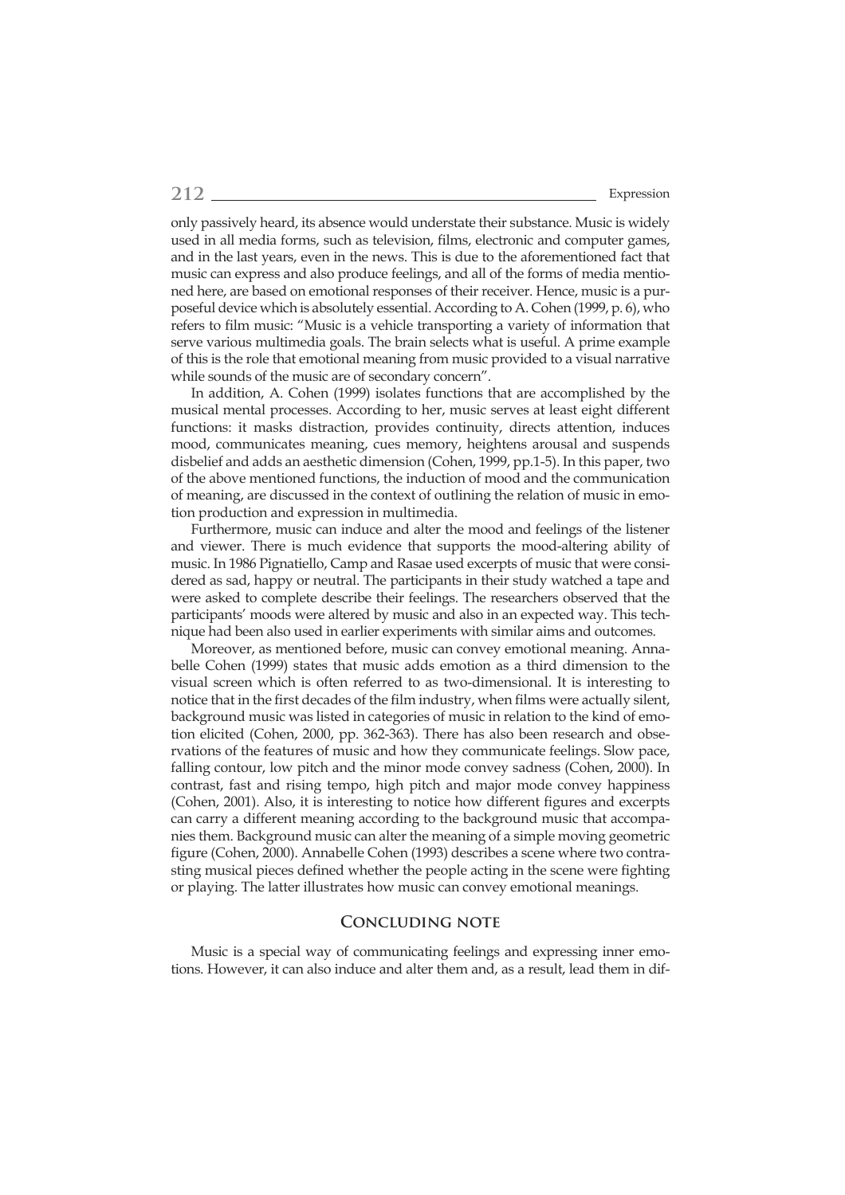only passively heard, its absence would understate their substance. Music is widely used in all media forms, such as television, films, electronic and computer games, and in the last years, even in the news. This is due to the aforementioned fact that music can express and also produce feelings, and all of the forms of media mentioned here, are based on emotional responses of their receiver. Hence, music is a purposeful device which is absolutely essential. According to A. Cohen (1999, p. 6), who refers to film music: "Music is a vehicle transporting a variety of information that serve various multimedia goals. The brain selects what is useful. A prime example of this is the role that emotional meaning from music provided to a visual narrative while sounds of the music are of secondary concern".

In addition, A. Cohen (1999) isolates functions that are accomplished by the musical mental processes. According to her, music serves at least eight different functions: it masks distraction, provides continuity, directs attention, induces mood, communicates meaning, cues memory, heightens arousal and suspends disbelief and adds an aesthetic dimension (Cohen, 1999, pp.1-5). In this paper, two of the above mentioned functions, the induction of mood and the communication of meaning, are discussed in the context of outlining the relation of music in emotion production and expression in multimedia.

Furthermore, music can induce and alter the mood and feelings of the listener and viewer. There is much evidence that supports the mood-altering ability of music. In 1986 Pignatiello, Camp and Rasae used excerpts of music that were considered as sad, happy or neutral. The participants in their study watched a tape and were asked to complete describe their feelings. The researchers observed that the participants' moods were altered by music and also in an expected way. This technique had been also used in earlier experiments with similar aims and outcomes.

Moreover, as mentioned before, music can convey emotional meaning. Annabelle Cohen (1999) states that music adds emotion as a third dimension to the visual screen which is often referred to as two-dimensional. It is interesting to notice that in the first decades of the film industry, when films were actually silent, background music was listed in categories of music in relation to the kind of emotion elicited (Cohen, 2000, pp. 362-363). There has also been research and observations of the features of music and how they communicate feelings. Slow pace, falling contour, low pitch and the minor mode convey sadness (Cohen, 2000). In contrast, fast and rising tempo, high pitch and major mode convey happiness (Cohen, 2001). Also, it is interesting to notice how different figures and excerpts can carry a different meaning according to the background music that accompanies them. Background music can alter the meaning of a simple moving geometric figure (Cohen, 2000). Annabelle Cohen (1993) describes a scene where two contrasting musical pieces defined whether the people acting in the scene were fighting or playing. The latter illustrates how music can convey emotional meanings.

## Concluding note

Music is a special way of communicating feelings and expressing inner emotions. However, it can also induce and alter them and, as a result, lead them in dif-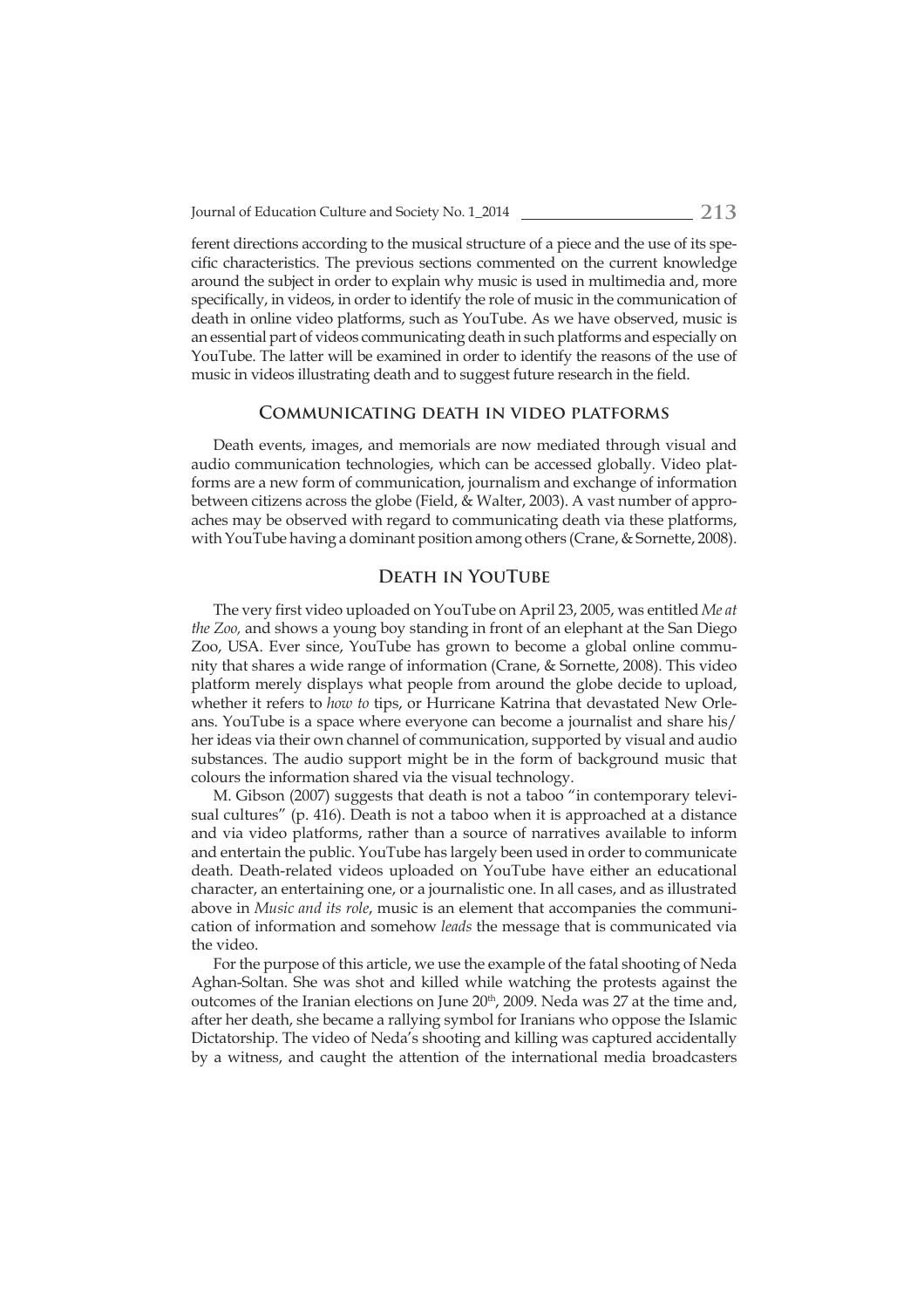ferent directions according to the musical structure of a piece and the use of its specific characteristics. The previous sections commented on the current knowledge around the subject in order to explain why music is used in multimedia and, more specifically, in videos, in order to identify the role of music in the communication of death in online video platforms, such as YouTube. As we have observed, music is an essential part of videos communicating death in such platforms and especially on YouTube. The latter will be examined in order to identify the reasons of the use of music in videos illustrating death and to suggest future research in the field.

## Communicating death in video platforms

Death events, images, and memorials are now mediated through visual and audio communication technologies, which can be accessed globally. Video platforms are a new form of communication, journalism and exchange of information between citizens across the globe (Field, & Walter, 2003). A vast number of approaches may be observed with regard to communicating death via these platforms, with YouTube having a dominant position among others (Crane, & Sornette, 2008).

## Death in YouTube

The very first video uploaded on YouTube on April 23, 2005, was entitled *Me at the Zoo,* and shows a young boy standing in front of an elephant at the San Diego Zoo, USA. Ever since, YouTube has grown to become a global online community that shares a wide range of information (Crane, & Sornette, 2008). This video platform merely displays what people from around the globe decide to upload, whether it refers to *how to* tips, or Hurricane Katrina that devastated New Orleans. YouTube is a space where everyone can become a journalist and share his/her ideas via their own channel of communication, supported by visual and audio substances. The audio support might be in the form of background music that colours the information shared via the visual technology.

M. Gibson (2007) suggests that death is not a taboo "in contemporary televisual cultures" (p. 416). Death is not a taboo when it is approached at a distance and via video platforms, rather than a source of narratives available to inform and entertain the public. YouTube has largely been used in order to communicate death. Death-related videos uploaded on YouTube have either an educational character, an entertaining one, or a journalistic one. In all cases, and as illustrated above in *Music and its role*, music is an element that accompanies the communication of information and somehow *leads* the message that is communicated via the video.

For the purpose of this article, we use the example of the fatal shooting of Neda Aghan-Soltan. She was shot and killed while watching the protests against the outcomes of the Iranian elections on June 20th, 2009. Neda was 27 at the time and, after her death, she became a rallying symbol for Iranians who oppose the Islamic Dictatorship. The video of Neda's shooting and killing was captured accidentally by a witness, and caught the attention of the international media broadcasters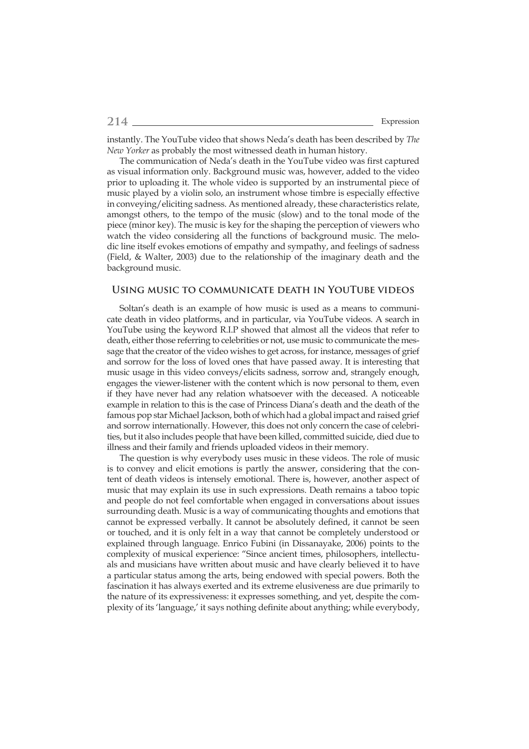instantly. The YouTube video that shows Neda's death has been described by *The New Yorker* as probably the most witnessed death in human history.

The communication of Neda's death in the YouTube video was first captured as visual information only. Background music was, however, added to the video prior to uploading it. The whole video is supported by an instrumental piece of music played by a violin solo, an instrument whose timbre is especially effective in conveying/eliciting sadness. As mentioned already, these characteristics relate, amongst others, to the tempo of the music (slow) and to the tonal mode of the piece (minor key). The music is key for the shaping the perception of viewers who watch the video considering all the functions of background music. The melodic line itself evokes emotions of empathy and sympathy, and feelings of sadness (Field, & Walter, 2003) due to the relationship of the imaginary death and the background music.

## Using music to communicate death in YouTube videos

Soltan's death is an example of how music is used as a means to communicate death in video platforms, and in particular, via YouTube videos. A search in YouTube using the keyword R.I.P showed that almost all the videos that refer to death, either those referring to celebrities or not, use music to communicate the message that the creator of the video wishes to get across, for instance, messages of grief and sorrow for the loss of loved ones that have passed away. It is interesting that music usage in this video conveys/elicits sadness, sorrow and, strangely enough, engages the viewer-listener with the content which is now personal to them, even if they have never had any relation whatsoever with the deceased. A noticeable example in relation to this is the case of Princess Diana's death and the death of the famous pop star Michael Jackson, both of which had a global impact and raised grief and sorrow internationally. However, this does not only concern the case of celebrities, but it also includes people that have been killed, committed suicide, died due to illness and their family and friends uploaded videos in their memory.

The question is why everybody uses music in these videos. The role of music is to convey and elicit emotions is partly the answer, considering that the content of death videos is intensely emotional. There is, however, another aspect of music that may explain its use in such expressions. Death remains a taboo topic and people do not feel comfortable when engaged in conversations about issues surrounding death. Music is a way of communicating thoughts and emotions that cannot be expressed verbally. It cannot be absolutely defined, it cannot be seen or touched, and it is only felt in a way that cannot be completely understood or explained through language. Enrico Fubini (in Dissanayake, 2006) points to the complexity of musical experience: "Since ancient times, philosophers, intellectuals and musicians have written about music and have clearly believed it to have a particular status among the arts, being endowed with special powers. Both the fascination it has always exerted and its extreme elusiveness are due primarily to the nature of its expressiveness: it expresses something, and yet, despite the complexity of its 'language,' it says nothing definite about anything; while everybody,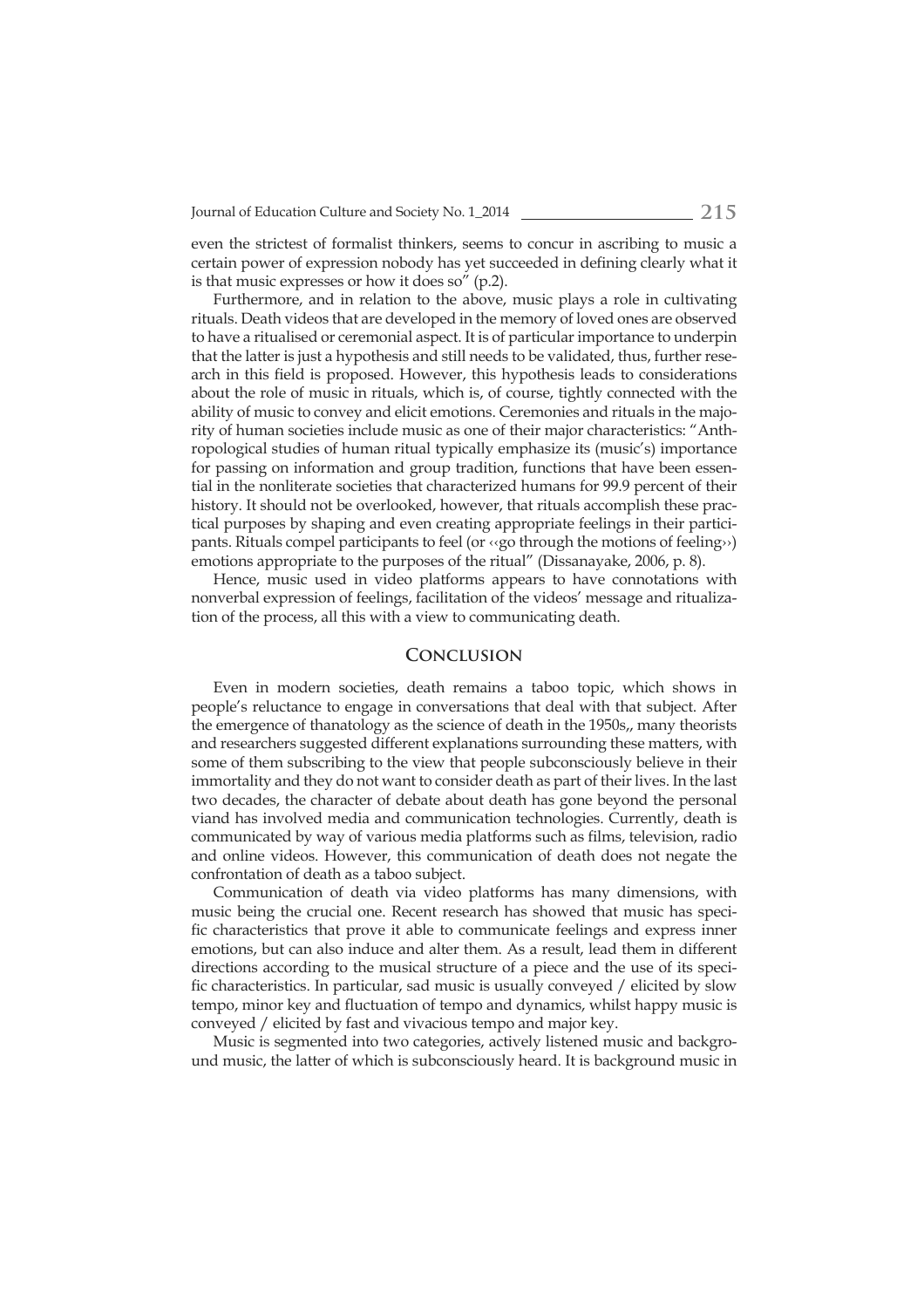even the strictest of formalist thinkers, seems to concur in ascribing to music a certain power of expression nobody has yet succeeded in defining clearly what it is that music expresses or how it does so" (p.2).

Furthermore, and in relation to the above, music plays a role in cultivating rituals. Death videos that are developed in the memory of loved ones are observed to have a ritualised or ceremonial aspect. It is of particular importance to underpin that the latter is just a hypothesis and still needs to be validated, thus, further research in this field is proposed. However, this hypothesis leads to considerations about the role of music in rituals, which is, of course, tightly connected with the ability of music to convey and elicit emotions. Ceremonies and rituals in the majority of human societies include music as one of their major characteristics: "Anthropological studies of human ritual typically emphasize its (music's) importance for passing on information and group tradition, functions that have been essential in the nonliterate societies that characterized humans for 99.9 percent of their history. It should not be overlooked, however, that rituals accomplish these practical purposes by shaping and even creating appropriate feelings in their participants. Rituals compel participants to feel (or ‹‹go through the motions of feeling››) emotions appropriate to the purposes of the ritual" (Dissanayake, 2006, p. 8).

Hence, music used in video platforms appears to have connotations with nonverbal expression of feelings, facilitation of the videos' message and ritualization of the process, all this with a view to communicating death.

## Conclusion

Even in modern societies, death remains a taboo topic, which shows in people's reluctance to engage in conversations that deal with that subject. After the emergence of thanatology as the science of death in the 1950s,, many theorists and researchers suggested different explanations surrounding these matters, with some of them subscribing to the view that people subconsciously believe in their immortality and they do not want to consider death as part of their lives. In the last two decades, the character of debate about death has gone beyond the personal viand has involved media and communication technologies. Currently, death is communicated by way of various media platforms such as films, television, radio and online videos. However, this communication of death does not negate the confrontation of death as a taboo subject.

Communication of death via video platforms has many dimensions, with music being the crucial one. Recent research has showed that music has specific characteristics that prove it able to communicate feelings and express inner emotions, but can also induce and alter them. As a result, lead them in different directions according to the musical structure of a piece and the use of its specific characteristics. In particular, sad music is usually conveyed / elicited by slow tempo, minor key and fluctuation of tempo and dynamics, whilst happy music is conveyed / elicited by fast and vivacious tempo and major key.

Music is segmented into two categories, actively listened music and background music, the latter of which is subconsciously heard. It is background music in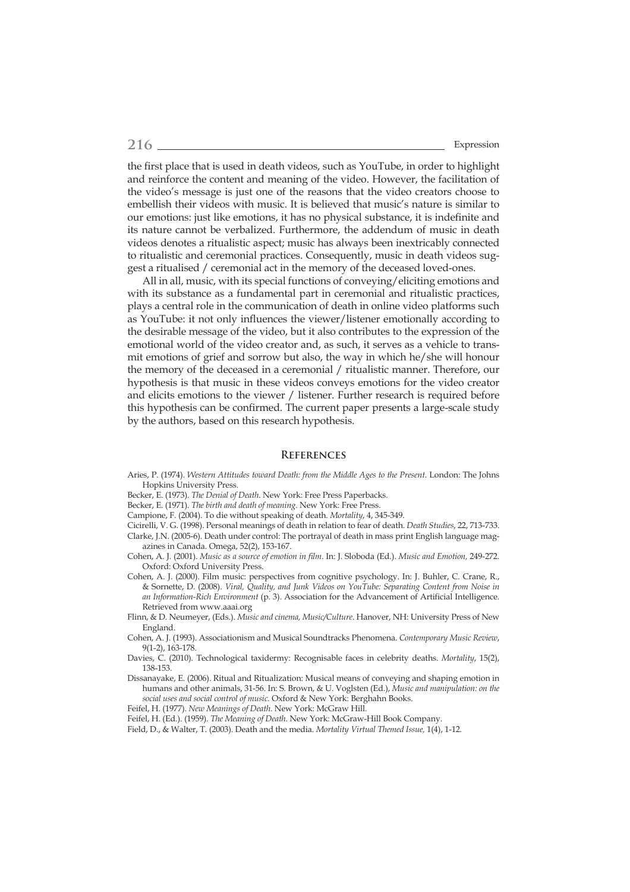the first place that is used in death videos, such as YouTube, in order to highlight and reinforce the content and meaning of the video. However, the facilitation of the video's message is just one of the reasons that the video creators choose to embellish their videos with music. It is believed that music's nature is similar to our emotions: just like emotions, it has no physical substance, it is indefinite and its nature cannot be verbalized. Furthermore, the addendum of music in death videos denotes a ritualistic aspect; music has always been inextricably connected to ritualistic and ceremonial practices. Consequently, music in death videos suggest a ritualised / ceremonial act in the memory of the deceased loved-ones.

All in all, music, with its special functions of conveying/eliciting emotions and with its substance as a fundamental part in ceremonial and ritualistic practices, plays a central role in the communication of death in online video platforms such as YouTube: it not only influences the viewer/listener emotionally according to the desirable message of the video, but it also contributes to the expression of the emotional world of the video creator and, as such, it serves as a vehicle to transmit emotions of grief and sorrow but also, the way in which he/she will honour the memory of the deceased in a ceremonial / ritualistic manner. Therefore, our hypothesis is that music in these videos conveys emotions for the video creator and elicits emotions to the viewer / listener. Further research is required before this hypothesis can be confirmed. The current paper presents a large-scale study by the authors, based on this research hypothesis.

## References

Aries, P. (1974). *Western Attitudes toward Death: from the Middle Ages to the Present*. London: The Johns Hopkins University Press.

Becker, E. (1973). *The Denial of Death*. New York: Free Press Paperbacks.

Becker, E. (1971). *The birth and death of meaning*. New York: Free Press.

Campione, F. (2004). To die without speaking of death. *Mortality*, 4, 345-349.

Cicirelli, V. G. (1998). Personal meanings of death in relation to fear of death. *Death Studies*, 22, 713-733.

Clarke, J.N. (2005-6). Death under control: The portrayal of death in mass print English language magazines in Canada. Omega, 52(2), 153-167.

Cohen, A. J. (2001). *Music as a source of emotion in film*. In: J. Sloboda (Ed.). *Music and Emotion,* 249-272. Oxford: Oxford University Press.

Cohen, A. J. (2000). Film music: perspectives from cognitive psychology. In: J. Buhler, C. Crane, R., & Sornette, D. (2008). *Viral, Quality, and Junk Videos on YouTube: Separating Content from Noise in an Information-Rich Environment* (p. 3). Association for the Advancement of Artificial Intelligence. Retrieved from www.aaai.org

Flinn, & D. Neumeyer, (Eds.). *Music and cinema, Music/Culture*. Hanover, NH: University Press of New England.

Cohen, A. J. (1993). Associationism and Musical Soundtracks Phenomena. *Contemporary Music Review*, 9(1-2), 163-178.

Davies, C. (2010). Technological taxidermy: Recognisable faces in celebrity deaths. *Mortality*, 15(2), 138-153.

Dissanayake, E. (2006). Ritual and Ritualization: Musical means of conveying and shaping emotion in humans and other animals, 31-56. In: S. Brown, & U. Voglsten (Ed.), *Music and manipulation: on the social uses and social control of music.* Oxford & New York: Berghahn Books.

Feifel, H. (1977). *New Meanings of Death*. New York: McGraw Hill.

Feifel, H. (Ed.). (1959). *The Meaning of Death*. New York: McGraw-Hill Book Company.

Field, D., & Walter, T. (2003). Death and the media. *Mortality Virtual Themed Issue,* 1(4), 1-12.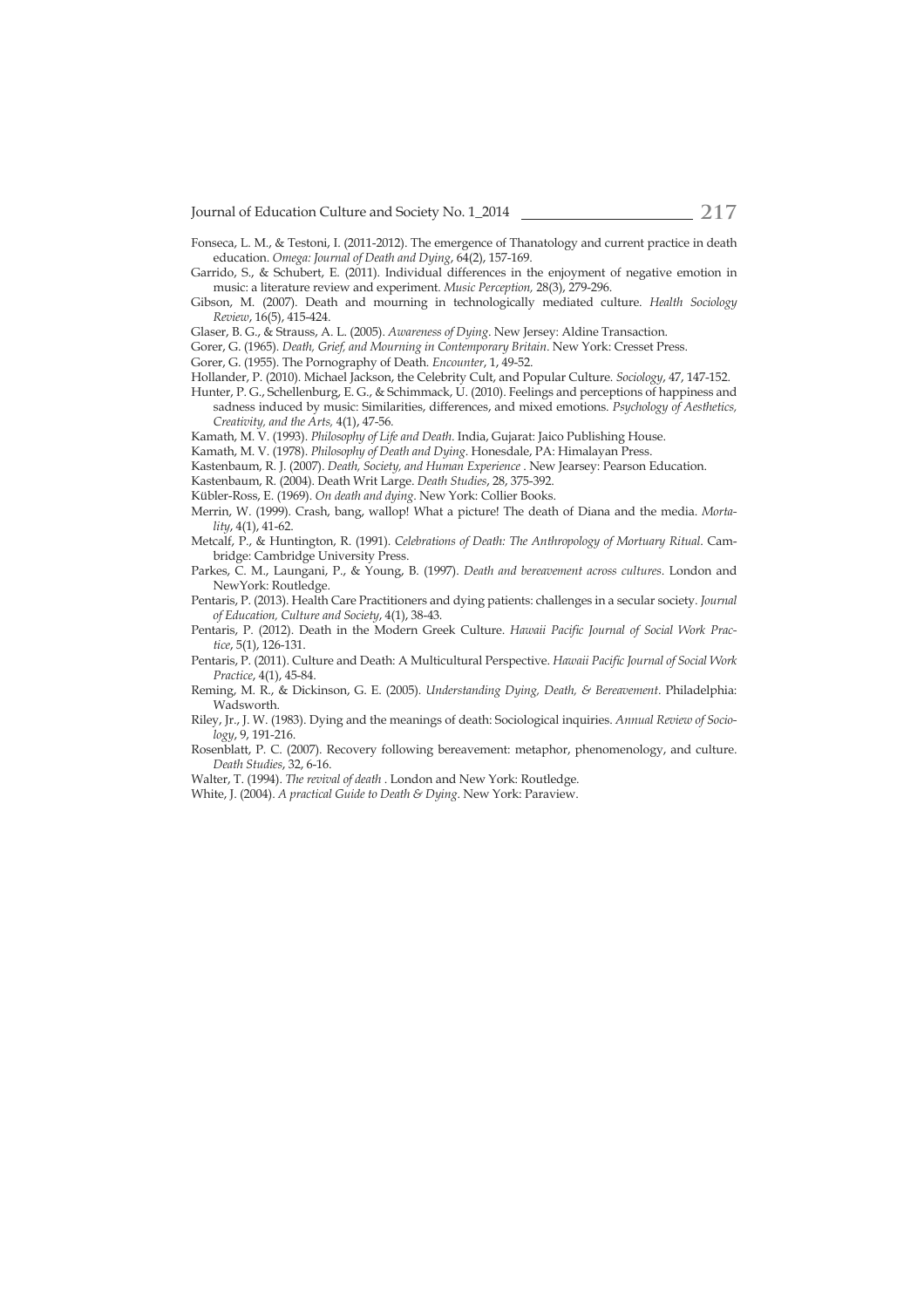Fonseca, L. M., & Testoni, I. (2011-2012). The emergence of Thanatology and current practice in death education. *Omega: Journal of Death and Dying*, 64(2), 157-169.

Garrido, S., & Schubert, E. (2011). Individual differences in the enjoyment of negative emotion in music: a literature review and experiment. *Music Perception,* 28(3), 279-296.

Gibson, M. (2007). Death and mourning in technologically mediated culture. *Health Sociology Review*, 16(5), 415-424.

Glaser, B. G., & Strauss, A. L. (2005). *Awareness of Dying*. New Jersey: Aldine Transaction.

Gorer, G. (1965). *Death, Grief, and Mourning in Contemporary Britain*. New York: Cresset Press.

Gorer, G. (1955). The Pornography of Death. *Encounter*, 1, 49-52.

Hollander, P. (2010). Michael Jackson, the Celebrity Cult, and Popular Culture. *Sociology*, 47, 147-152.

Hunter, P. G., Schellenburg, E. G., & Schimmack, U. (2010). Feelings and perceptions of happiness and sadness induced by music: Similarities, differences, and mixed emotions. *Psychology of Aesthetics, Creativity, and the Arts,* 4(1), 47-56.

Kamath, M. V. (1993). *Philosophy of Life and Death*. India, Gujarat: Jaico Publishing House.

Kamath, M. V. (1978). *Philosophy of Death and Dying*. Honesdale, PA: Himalayan Press.

Kastenbaum, R. J. (2007). *Death, Society, and Human Experience* . New Jearsey: Pearson Education.

Kastenbaum, R. (2004). Death Writ Large. *Death Studies*, 28, 375-392.

Kübler-Ross, E. (1969). *On death and dying*. New York: Collier Books.

Merrin, W. (1999). Crash, bang, wallop! What a picture! The death of Diana and the media. *Mortality*, 4(1), 41-62.

Metcalf, P., & Huntington, R. (1991). *Celebrations of Death: The Anthropology of Mortuary Ritual*. Cambridge: Cambridge University Press.

Parkes, C. M., Laungani, P., & Young, B. (1997). *Death and bereavement across cultures*. London and NewYork: Routledge.

Pentaris, P. (2013). Health Care Practitioners and dying patients: challenges in a secular society. *Journal of Education, Culture and Society*, 4(1), 38-43.

Pentaris, P. (2012). Death in the Modern Greek Culture. *Hawaii Pacific Journal of Social Work Practice*, 5(1), 126-131.

Pentaris, P. (2011). Culture and Death: A Multicultural Perspective. *Hawaii Pacific Journal of Social Work Practice*, 4(1), 45-84.

Reming, M. R., & Dickinson, G. E. (2005). *Understanding Dying, Death, & Bereavement*. Philadelphia: Wadsworth.

Riley, Jr., J. W. (1983). Dying and the meanings of death: Sociological inquiries. *Annual Review of Sociology*, 9, 191-216.

Rosenblatt, P. C. (2007). Recovery following bereavement: metaphor, phenomenology, and culture. *Death Studies*, 32, 6-16.

Walter, T. (1994). *The revival of death* . London and New York: Routledge.

White, J. (2004). *A practical Guide to Death & Dying*. New York: Paraview.